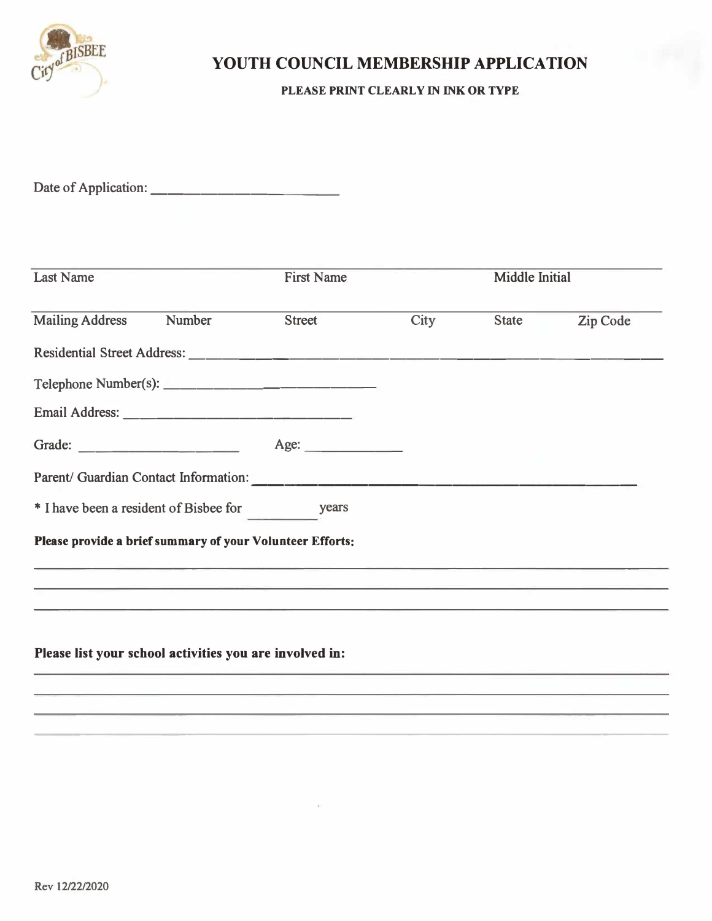# YOUTH COUNCIL MEMBERSHIP APPLICATION

**PLEASE PRINT CLEARLY IN INK OR TYPE**

Date of Application: ______________________

| Last Name | | First Name | | Middle Initial | |
|---|---|---|---|---|---|
| Mailing Address | Number | Street | City | State | Zip Code |

Residential Street Address: ______________________________________________

Telephone Number(s): ______________________

Email Address: ______________________

Grade: ______________ Age: __________

Parent/ Guardian Contact Information: ______________________________________

* I have been a resident of Bisbee for ________ years

**Please provide a brief summary of your Volunteer Efforts:**

______________________________________________________________________

______________________________________________________________________

______________________________________________________________________

**Please list your school activities you are involved in:**

______________________________________________________________________

______________________________________________________________________

______________________________________________________________________

______________________________________________________________________

Rev 12/22/2020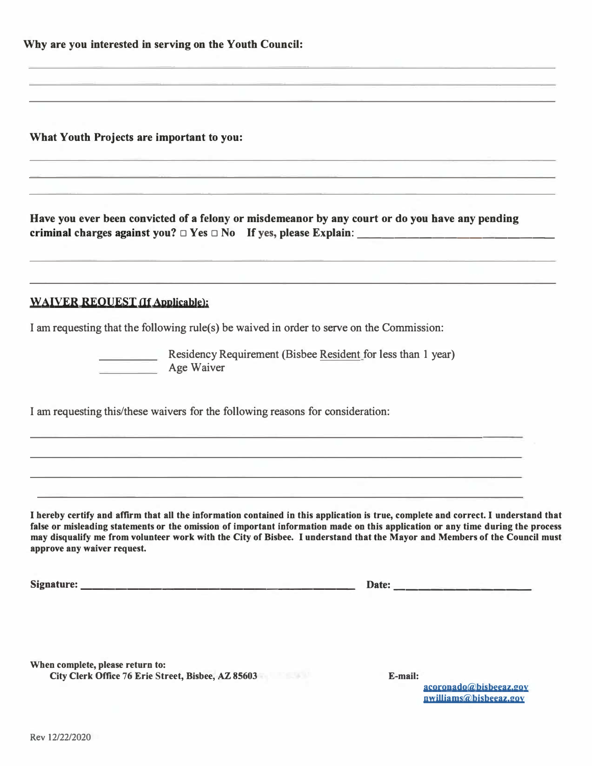**Why are you interested in serving on the Youth Council:**

______________________________________________________________________________

______________________________________________________________________________

______________________________________________________________________________

**What Youth Projects are important to you:**

______________________________________________________________________________

______________________________________________________________________________

______________________________________________________________________________

**Have you ever been convicted of a felony or misdemeanor by any court or do you have any pending criminal charges against you? □ Yes □ No If yes, please Explain:** ______________________________

______________________________________________________________________________

______________________________________________________________________________

**WAIVER REQUEST (If Applicable):**

I am requesting that the following rule(s) be waived in order to serve on the Commission:

__________ Residency Requirement (Bisbee Resident for less than 1 year)

__________ Age Waiver

I am requesting this/these waivers for the following reasons for consideration:

______________________________________________________________________________

______________________________________________________________________________

______________________________________________________________________________

______________________________________________________________________________

**I hereby certify and affirm that all the information contained in this application is true, complete and correct. I understand that false or misleading statements or the omission of important information made on this application or any time during the process may disqualify me from volunteer work with the City of Bisbee. I understand that the Mayor and Members of the Council must approve any waiver request.**

**Signature:** ____________________________________ **Date:** ____________________

**When complete, please return to:**
**City Clerk Office 76 Erie Street, Bisbee, AZ 85603**

**E-mail:**
acoronado@bisbeeaz.gov
nwilliams@bisbeeaz.gov

Rev 12/22/2020